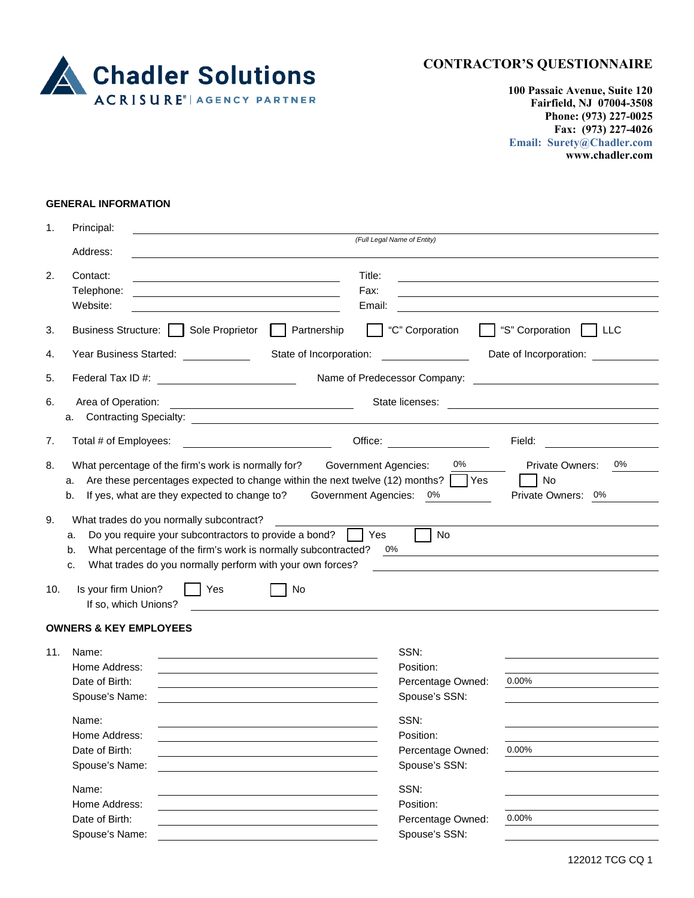Chadler Solutions
ACRISURE® | AGENCY PARTNER

# CONTRACTOR'S QUESTIONNAIRE

**100 Passaic Avenue, Suite 120**
**Fairfield, NJ 07004-3508**
**Phone: (973) 227-0025**
**Fax: (973) 227-4026**
**Email: Surety@Chadler.com**
**www.chadler.com**

## GENERAL INFORMATION

1. Principal: ______________________________
   *(Full Legal Name of Entity)*
   Address: ______________________________

2. Contact: ______________ Title: ______________
   Telephone: ______________ Fax: ______________
   Website: ______________ Email: ______________

3. Business Structure: ☐ Sole Proprietor ☐ Partnership ☐ "C" Corporation ☐ "S" Corporation ☐ LLC

4. Year Business Started: ________ State of Incorporation: ________ Date of Incorporation: ________

5. Federal Tax ID #: ______________ Name of Predecessor Company: ______________

6. Area of Operation: ______________ State licenses: ______________
   a. Contracting Specialty: ______________

7. Total # of Employees: ______________ Office: ______________ Field: ______________

8. What percentage of the firm's work is normally for? Government Agencies: 0% Private Owners: 0%
   a. Are these percentages expected to change within the next twelve (12) months? ☐ Yes ☐ No
   b. If yes, what are they expected to change to? Government Agencies: 0% Private Owners: 0%

9. What trades do you normally subcontract? ______________
   a. Do you require your subcontractors to provide a bond? ☐ Yes ☐ No
   b. What percentage of the firm's work is normally subcontracted? 0%
   c. What trades do you normally perform with your own forces? ______________

10. Is your firm Union? ☐ Yes ☐ No
    If so, which Unions? ______________

## OWNERS & KEY EMPLOYEES

11. Name: ______________ SSN: ______________
    Home Address: ______________ Position: ______________
    Date of Birth: ______________ Percentage Owned: 0.00%
    Spouse's Name: ______________ Spouse's SSN: ______________

    Name: ______________ SSN: ______________
    Home Address: ______________ Position: ______________
    Date of Birth: ______________ Percentage Owned: 0.00%
    Spouse's Name: ______________ Spouse's SSN: ______________

    Name: ______________ SSN: ______________
    Home Address: ______________ Position: ______________
    Date of Birth: ______________ Percentage Owned: 0.00%
    Spouse's Name: ______________ Spouse's SSN: ______________

122012 TCG CQ 1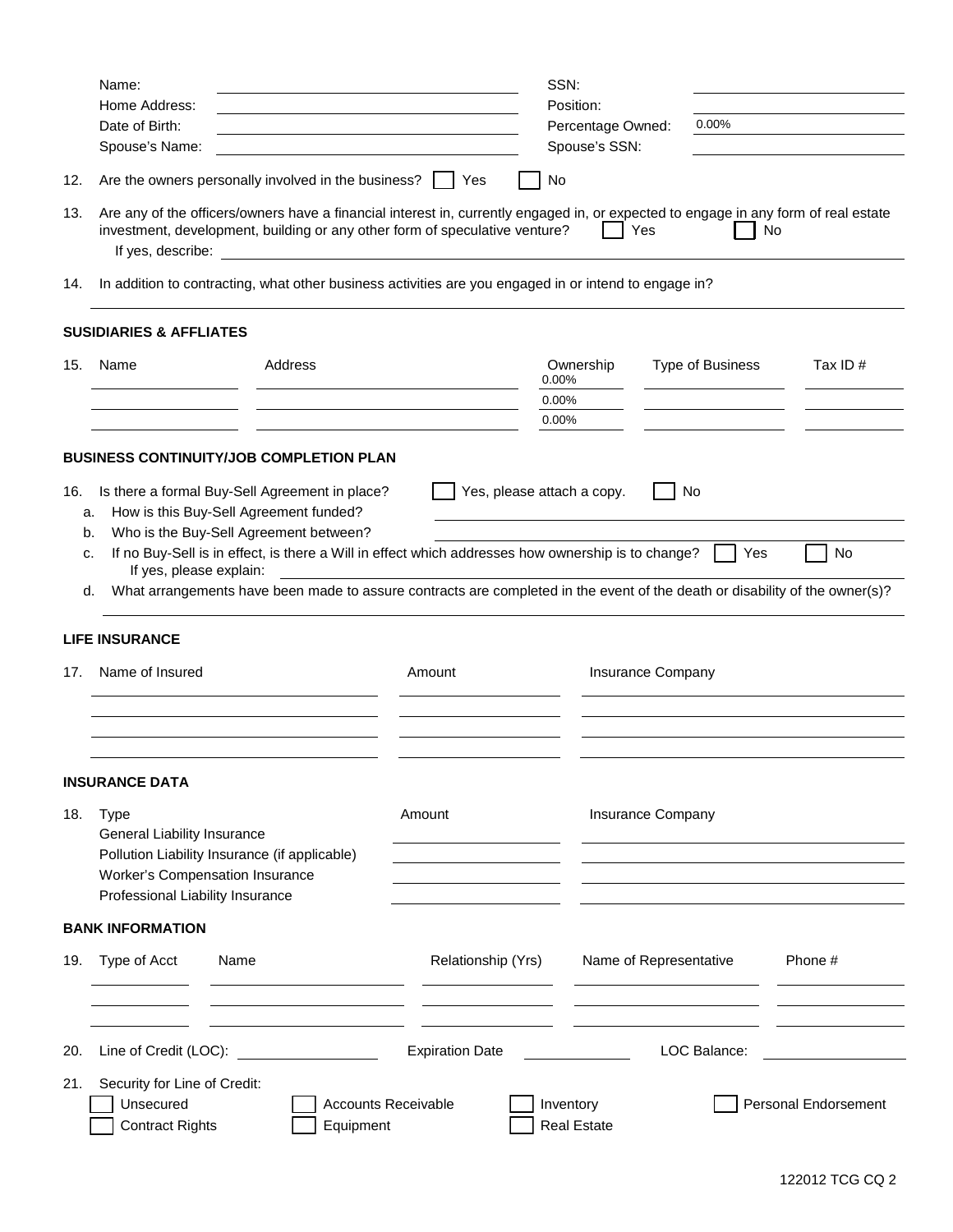Name: \_\_\_\_\_\_\_\_\_\_\_\_\_\_\_\_\_\_\_\_ SSN: \_\_\_\_\_\_\_\_\_\_\_\_\_\_\_\_\_\_\_\_

Home Address: \_\_\_\_\_\_\_\_\_\_\_\_\_\_\_\_\_\_\_\_ Position: \_\_\_\_\_\_\_\_\_\_\_\_\_\_\_\_\_\_\_\_

Date of Birth: \_\_\_\_\_\_\_\_\_\_\_\_\_\_\_\_\_\_\_\_ Percentage Owned: 0.00%

Spouse's Name: \_\_\_\_\_\_\_\_\_\_\_\_\_\_\_\_\_\_\_\_ Spouse's SSN: \_\_\_\_\_\_\_\_\_\_\_\_\_\_\_\_\_\_\_\_

12. Are the owners personally involved in the business? ☐ Yes ☐ No

13. Are any of the officers/owners have a financial interest in, currently engaged in, or expected to engage in any form of real estate investment, development, building or any other form of speculative venture? ☐ Yes ☐ No
    If yes, describe: \_\_\_\_\_\_\_\_\_\_\_\_\_\_\_\_\_\_\_\_

14. In addition to contracting, what other business activities are you engaged in or intend to engage in?
    \_\_\_\_\_\_\_\_\_\_\_\_\_\_\_\_\_\_\_\_

**SUSIDIARIES & AFFLIATES**

15.

| Name | Address | Ownership | Type of Business | Tax ID # |
|---|---|---|---|---|
| | | 0.00% | | |
| | | 0.00% | | |
| | | 0.00% | | |

**BUSINESS CONTINUITY/JOB COMPLETION PLAN**

16. Is there a formal Buy-Sell Agreement in place? ☐ Yes, please attach a copy. ☐ No
    a. How is this Buy-Sell Agreement funded? \_\_\_\_\_\_\_\_\_\_\_\_\_\_\_\_\_\_\_\_
    b. Who is the Buy-Sell Agreement between? \_\_\_\_\_\_\_\_\_\_\_\_\_\_\_\_\_\_\_\_
    c. If no Buy-Sell is in effect, is there a Will in effect which addresses how ownership is to change? ☐ Yes ☐ No
       If yes, please explain: \_\_\_\_\_\_\_\_\_\_\_\_\_\_\_\_\_\_\_\_
    d. What arrangements have been made to assure contracts are completed in the event of the death or disability of the owner(s)?
       \_\_\_\_\_\_\_\_\_\_\_\_\_\_\_\_\_\_\_\_

**LIFE INSURANCE**

17.

| Name of Insured | Amount | Insurance Company |
|---|---|---|
| | | |
| | | |
| | | |
| | | |

**INSURANCE DATA**

18.

| Type | Amount | Insurance Company |
|---|---|---|
| General Liability Insurance | | |
| Pollution Liability Insurance (if applicable) | | |
| Worker's Compensation Insurance | | |
| Professional Liability Insurance | | |

**BANK INFORMATION**

19.

| Type of Acct | Name | Relationship (Yrs) | Name of Representative | Phone # |
|---|---|---|---|---|
| | | | | |
| | | | | |
| | | | | |

20. Line of Credit (LOC): \_\_\_\_\_\_\_\_\_\_ Expiration Date \_\_\_\_\_\_\_\_\_\_ LOC Balance: \_\_\_\_\_\_\_\_\_\_

21. Security for Line of Credit:
    ☐ Unsecured ☐ Accounts Receivable ☐ Inventory ☐ Personal Endorsement
    ☐ Contract Rights ☐ Equipment ☐ Real Estate

122012 TCG CQ 2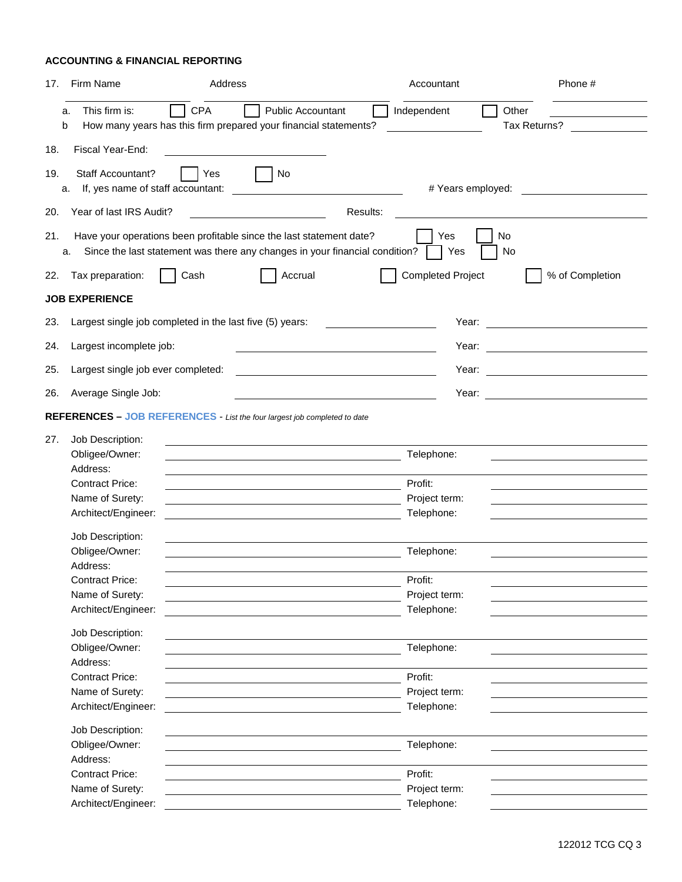## ACCOUNTING & FINANCIAL REPORTING

17. Firm Name ____________ Address ____________ Accountant ____________ Phone # ____________

   a. This firm is: ☐ CPA ☐ Public Accountant ☐ Independent ☐ Other ____________

   b How many years has this firm prepared your financial statements? ____________ Tax Returns? ____________

18. Fiscal Year-End: ____________

19. Staff Accountant? ☐ Yes ☐ No

   a. If, yes name of staff accountant: ____________ # Years employed: ____________

20. Year of last IRS Audit? ____________ Results: ____________

21. Have your operations been profitable since the last statement date? ☐ Yes ☐ No

   a. Since the last statement was there any changes in your financial condition? ☐ Yes ☐ No

22. Tax preparation: ☐ Cash ☐ Accrual ☐ Completed Project ☐ % of Completion

## JOB EXPERIENCE

23. Largest single job completed in the last five (5) years: ____________ Year: ____________

24. Largest incomplete job: ____________ Year: ____________

25. Largest single job ever completed: ____________ Year: ____________

26. Average Single Job: ____________ Year: ____________

## REFERENCES – JOB REFERENCES - *List the four largest job completed to date*

27. Job Description: ____________

Obligee/Owner: ____________ Telephone: ____________

Address: ____________

Contract Price: ____________ Profit: ____________

Name of Surety: ____________ Project term: ____________

Architect/Engineer: ____________ Telephone: ____________

Job Description: ____________

Obligee/Owner: ____________ Telephone: ____________

Address: ____________

Contract Price: ____________ Profit: ____________

Name of Surety: ____________ Project term: ____________

Architect/Engineer: ____________ Telephone: ____________

Job Description: ____________

Obligee/Owner: ____________ Telephone: ____________

Address: ____________

Contract Price: ____________ Profit: ____________

Name of Surety: ____________ Project term: ____________

Architect/Engineer: ____________ Telephone: ____________

Job Description: ____________

Obligee/Owner: ____________ Telephone: ____________

Address: ____________

Contract Price: ____________ Profit: ____________

Name of Surety: ____________ Project term: ____________

Architect/Engineer: ____________ Telephone: ____________

122012 TCG CQ 3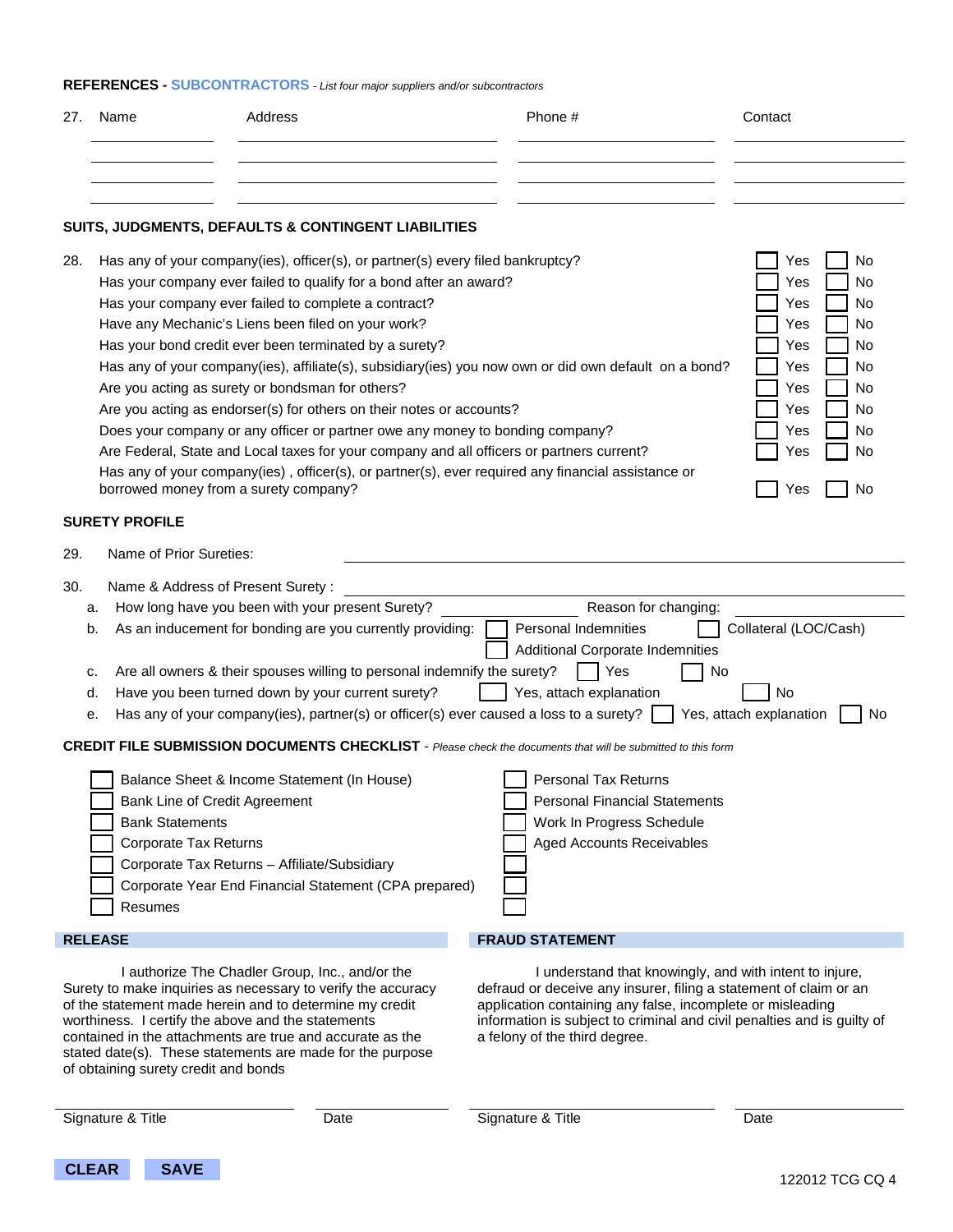**REFERENCES - SUBCONTRACTORS** - *List four major suppliers and/or subcontractors*

27.

| Name | Address | Phone # | Contact |
|---|---|---|---|
| | | | |
| | | | |
| | | | |
| | | | |

**SUITS, JUDGMENTS, DEFAULTS & CONTINGENT LIABILITIES**

28.

| | | |
|---|---|---|
| Has any of your company(ies), officer(s), or partner(s) every filed bankruptcy? | ☐ Yes | ☐ No |
| Has your company ever failed to qualify for a bond after an award? | ☐ Yes | ☐ No |
| Has your company ever failed to complete a contract? | ☐ Yes | ☐ No |
| Have any Mechanic's Liens been filed on your work? | ☐ Yes | ☐ No |
| Has your bond credit ever been terminated by a surety? | ☐ Yes | ☐ No |
| Has any of your company(ies), affiliate(s), subsidiary(ies) you now own or did own default on a bond? | ☐ Yes | ☐ No |
| Are you acting as surety or bondsman for others? | ☐ Yes | ☐ No |
| Are you acting as endorser(s) for others on their notes or accounts? | ☐ Yes | ☐ No |
| Does your company or any officer or partner owe any money to bonding company? | ☐ Yes | ☐ No |
| Are Federal, State and Local taxes for your company and all officers or partners current? | ☐ Yes | ☐ No |
| Has any of your company(ies) , officer(s), or partner(s), ever required any financial assistance or borrowed money from a surety company? | ☐ Yes | ☐ No |

**SURETY PROFILE**

29. Name of Prior Sureties: ______________________

30. Name & Address of Present Surety : ______________________

a. How long have you been with your present Surety? ______________ Reason for changing: ______________

b. As an inducement for bonding are you currently providing: ☐ Personal Indemnities ☐ Collateral (LOC/Cash) ☐ Additional Corporate Indemnities

c. Are all owners & their spouses willing to personal indemnify the surety? ☐ Yes ☐ No

d. Have you been turned down by your current surety? ☐ Yes, attach explanation ☐ No

e. Has any of your company(ies), partner(s) or officer(s) ever caused a loss to a surety? ☐ Yes, attach explanation ☐ No

**CREDIT FILE SUBMISSION DOCUMENTS CHECKLIST** - *Please check the documents that will be submitted to this form*

- ☐ Balance Sheet & Income Statement (In House)
- ☐ Bank Line of Credit Agreement
- ☐ Bank Statements
- ☐ Corporate Tax Returns
- ☐ Corporate Tax Returns – Affiliate/Subsidiary
- ☐ Corporate Year End Financial Statement (CPA prepared)
- ☐ Resumes
- ☐ Personal Tax Returns
- ☐ Personal Financial Statements
- ☐ Work In Progress Schedule
- ☐ Aged Accounts Receivables
- ☐
- ☐
- ☐

**RELEASE**

I authorize The Chadler Group, Inc., and/or the Surety to make inquiries as necessary to verify the accuracy of the statement made herein and to determine my credit worthiness. I certify the above and the statements contained in the attachments are true and accurate as the stated date(s). These statements are made for the purpose of obtaining surety credit and bonds

______________________ ______________

Signature & Title Date

**FRAUD STATEMENT**

I understand that knowingly, and with intent to injure, defraud or deceive any insurer, filing a statement of claim or an application containing any false, incomplete or misleading information is subject to criminal and civil penalties and is guilty of a felony of the third degree.

______________________ ______________

Signature & Title Date

CLEAR SAVE

122012 TCG CQ 4